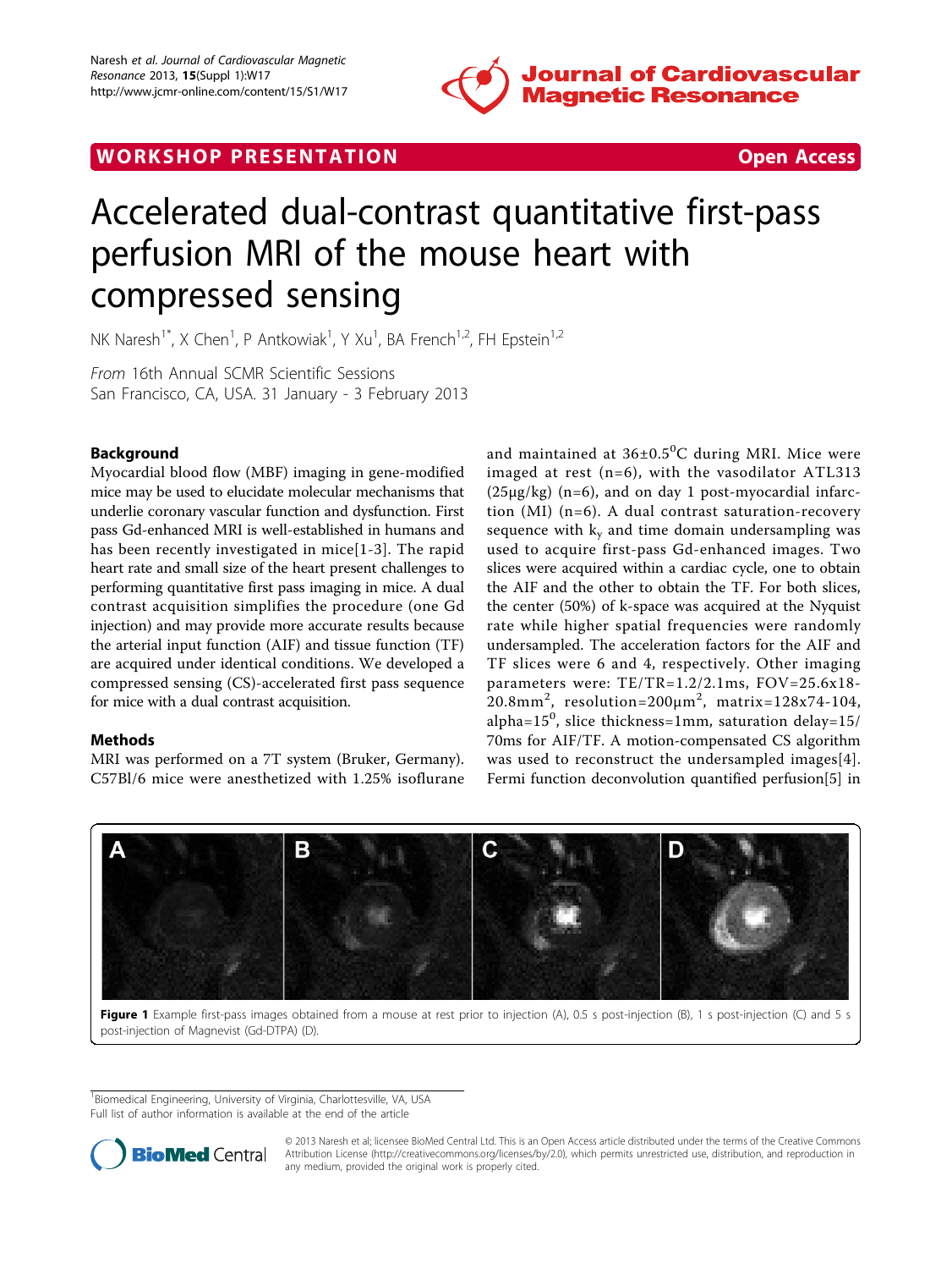WORKSHOP PRESENTATION

Open Access

# Accelerated dual-contrast quantitative first-pass perfusion MRI of the mouse heart with compressed sensing

NK Naresh[1*], X Chen[1], P Antkowiak[1], Y Xu[1], BA French[1,2], FH Epstein[1,2]

*From* 16th Annual SCMR Scientific Sessions
San Francisco, CA, USA. 31 January - 3 February 2013

## Background

Myocardial blood flow (MBF) imaging in gene-modified mice may be used to elucidate molecular mechanisms that underlie coronary vascular function and dysfunction. First pass Gd-enhanced MRI is well-established in humans and has been recently investigated in mice[1-3]. The rapid heart rate and small size of the heart present challenges to performing quantitative first pass imaging in mice. A dual contrast acquisition simplifies the procedure (one Gd injection) and may provide more accurate results because the arterial input function (AIF) and tissue function (TF) are acquired under identical conditions. We developed a compressed sensing (CS)-accelerated first pass sequence for mice with a dual contrast acquisition.

## Methods

MRI was performed on a 7T system (Bruker, Germany). C57Bl/6 mice were anesthetized with 1.25% isoflurane and maintained at $36\pm0.5^0$C during MRI. Mice were imaged at rest (n=6), with the vasodilator ATL313 (25μg/kg) (n=6), and on day 1 post-myocardial infarction (MI) (n=6). A dual contrast saturation-recovery sequence with $k_y$ and time domain undersampling was used to acquire first-pass Gd-enhanced images. Two slices were acquired within a cardiac cycle, one to obtain the AIF and the other to obtain the TF. For both slices, the center (50%) of k-space was acquired at the Nyquist rate while higher spatial frequencies were randomly undersampled. The acceleration factors for the AIF and TF slices were 6 and 4, respectively. Other imaging parameters were: TE/TR=1.2/2.1ms, FOV=25.6x18-20.8mm$^2$, resolution=200μm$^2$, matrix=128x74-104, alpha=$15^0$, slice thickness=1mm, saturation delay=15/70ms for AIF/TF. A motion-compensated CS algorithm was used to reconstruct the undersampled images[4]. Fermi function deconvolution quantified perfusion[5] in

**Figure 1** Example first-pass images obtained from a mouse at rest prior to injection (A), 0.5 s post-injection (B), 1 s post-injection (C) and 5 s post-injection of Magnevist (Gd-DTPA) (D).

[1]Biomedical Engineering, University of Virginia, Charlottesville, VA, USA
Full list of author information is available at the end of the article

© 2013 Naresh et al; licensee BioMed Central Ltd. This is an Open Access article distributed under the terms of the Creative Commons Attribution License (http://creativecommons.org/licenses/by/2.0), which permits unrestricted use, distribution, and reproduction in any medium, provided the original work is properly cited.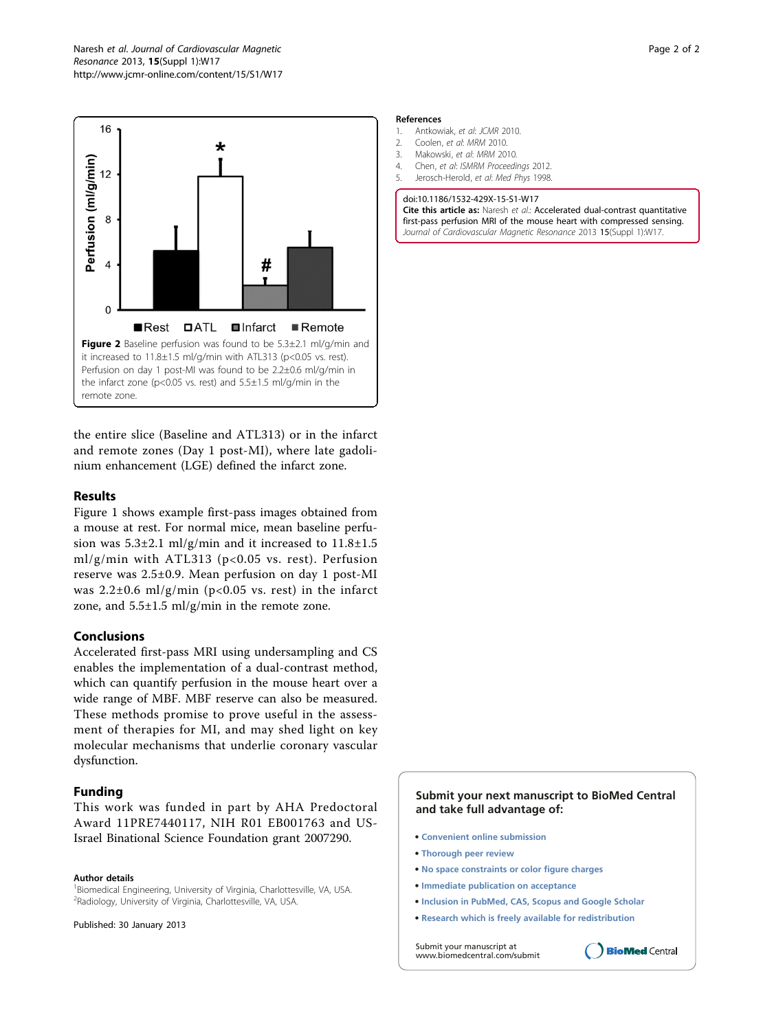16

12

8

4

0

Perfusion (ml/g/min)

*

#

■Rest □ATL ■Infarct ■Remote

**Figure 2** Baseline perfusion was found to be 5.3±2.1 ml/g/min and it increased to 11.8±1.5 ml/g/min with ATL313 ($p<0.05$ vs. rest). Perfusion on day 1 post-MI was found to be 2.2±0.6 ml/g/min in the infarct zone ($p<0.05$ vs. rest) and 5.5±1.5 ml/g/min in the remote zone.

the entire slice (Baseline and ATL313) or in the infarct and remote zones (Day 1 post-MI), where late gadolinium enhancement (LGE) defined the infarct zone.

## Results

Figure 1 shows example first-pass images obtained from a mouse at rest. For normal mice, mean baseline perfusion was 5.3±2.1 ml/g/min and it increased to 11.8±1.5 ml/g/min with ATL313 ($p<0.05$ vs. rest). Perfusion reserve was 2.5±0.9. Mean perfusion on day 1 post-MI was 2.2±0.6 ml/g/min ($p<0.05$ vs. rest) in the infarct zone, and 5.5±1.5 ml/g/min in the remote zone.

## Conclusions

Accelerated first-pass MRI using undersampling and CS enables the implementation of a dual-contrast method, which can quantify perfusion in the mouse heart over a wide range of MBF. MBF reserve can also be measured. These methods promise to prove useful in the assessment of therapies for MI, and may shed light on key molecular mechanisms that underlie coronary vascular dysfunction.

## Funding

This work was funded in part by AHA Predoctoral Award 11PRE7440117, NIH R01 EB001763 and US-Israel Binational Science Foundation grant 2007290.

#### Author details

[1]Biomedical Engineering, University of Virginia, Charlottesville, VA, USA.
[2]Radiology, University of Virginia, Charlottesville, VA, USA.

Published: 30 January 2013

#### References

1. Antkowiak, *et al*: *JCMR* 2010.
2. Coolen, *et al*: *MRM* 2010.
3. Makowski, *et al*: *MRM* 2010.
4. Chen, *et al*: *ISMRM Proceedings* 2012.
5. Jerosch-Herold, *et al*: *Med Phys* 1998.

doi:10.1186/1532-429X-15-S1-W17

**Cite this article as:** Naresh *et al.*: Accelerated dual-contrast quantitative first-pass perfusion MRI of the mouse heart with compressed sensing. *Journal of Cardiovascular Magnetic Resonance* 2013 **15**(Suppl 1):W17.

**Submit your next manuscript to BioMed Central and take full advantage of:**

- Convenient online submission
- Thorough peer review
- No space constraints or color figure charges
- Immediate publication on acceptance
- Inclusion in PubMed, CAS, Scopus and Google Scholar
- Research which is freely available for redistribution

Submit your manuscript at
www.biomedcentral.com/submit

BioMed Central